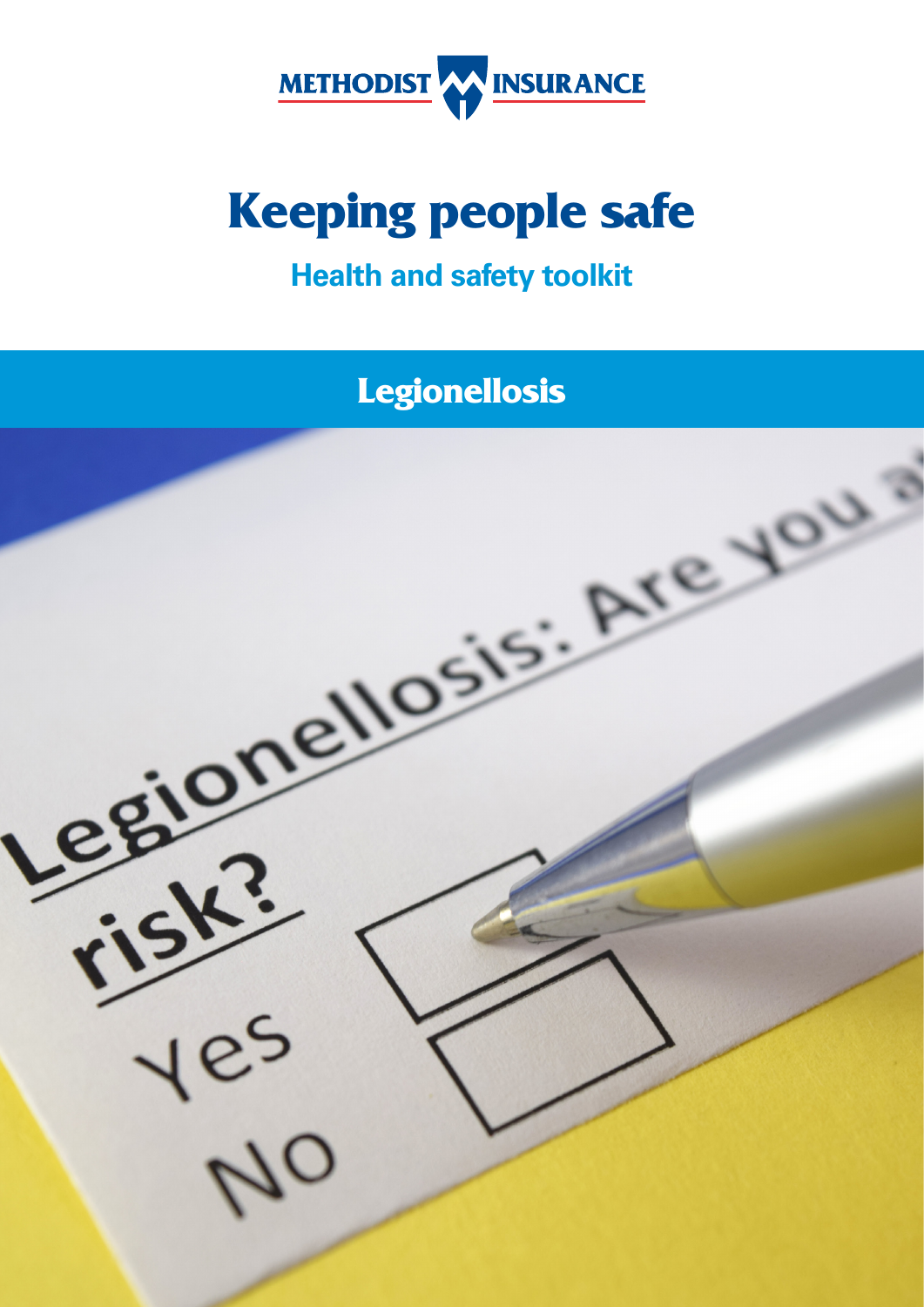METHODIST INSURANCE

# Keeping people safe

## Health and safety toolkit

## Legionellosis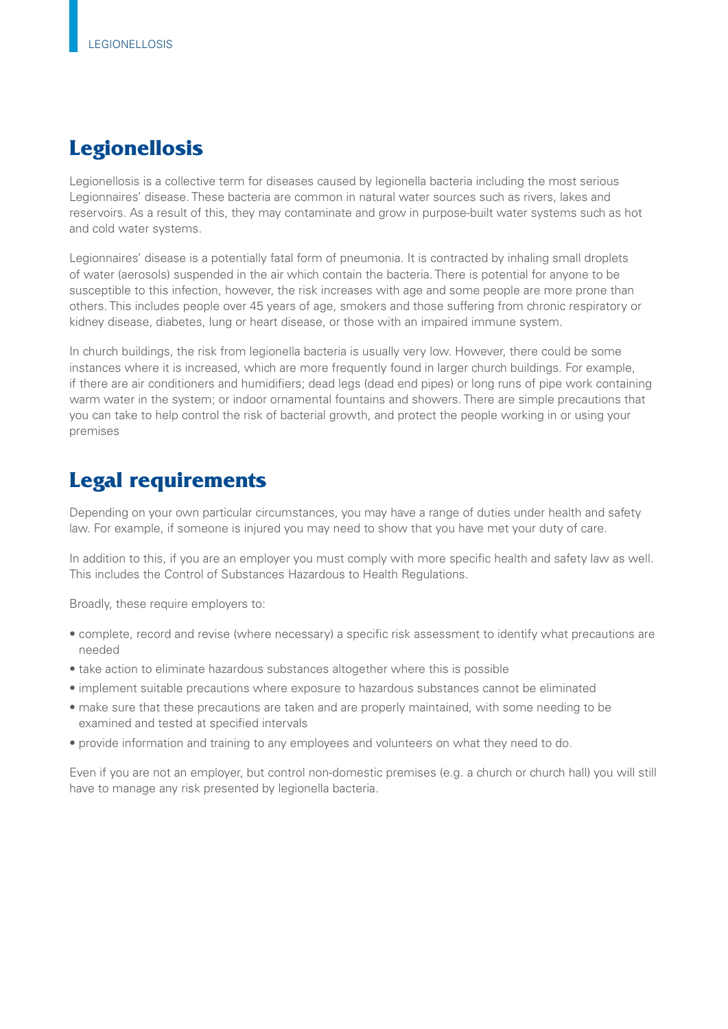# Legionellosis

Legionellosis is a collective term for diseases caused by legionella bacteria including the most serious Legionnaires' disease. These bacteria are common in natural water sources such as rivers, lakes and reservoirs. As a result of this, they may contaminate and grow in purpose-built water systems such as hot and cold water systems.

Legionnaires' disease is a potentially fatal form of pneumonia. It is contracted by inhaling small droplets of water (aerosols) suspended in the air which contain the bacteria. There is potential for anyone to be susceptible to this infection, however, the risk increases with age and some people are more prone than others. This includes people over 45 years of age, smokers and those suffering from chronic respiratory or kidney disease, diabetes, lung or heart disease, or those with an impaired immune system.

In church buildings, the risk from legionella bacteria is usually very low. However, there could be some instances where it is increased, which are more frequently found in larger church buildings. For example, if there are air conditioners and humidifiers; dead legs (dead end pipes) or long runs of pipe work containing warm water in the system; or indoor ornamental fountains and showers. There are simple precautions that you can take to help control the risk of bacterial growth, and protect the people working in or using your premises

# Legal requirements

Depending on your own particular circumstances, you may have a range of duties under health and safety law. For example, if someone is injured you may need to show that you have met your duty of care.

In addition to this, if you are an employer you must comply with more specific health and safety law as well. This includes the Control of Substances Hazardous to Health Regulations.

Broadly, these require employers to:

- complete, record and revise (where necessary) a specific risk assessment to identify what precautions are needed
- take action to eliminate hazardous substances altogether where this is possible
- implement suitable precautions where exposure to hazardous substances cannot be eliminated
- make sure that these precautions are taken and are properly maintained, with some needing to be examined and tested at specified intervals
- provide information and training to any employees and volunteers on what they need to do.

Even if you are not an employer, but control non-domestic premises (e.g. a church or church hall) you will still have to manage any risk presented by legionella bacteria.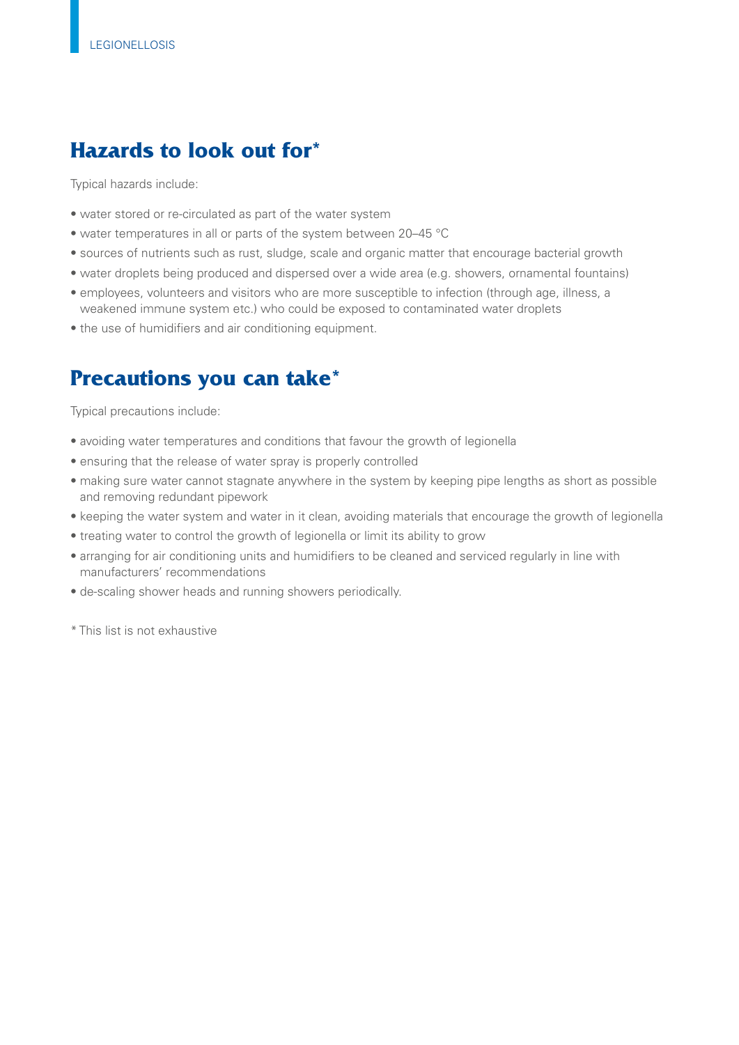## Hazards to look out for*

Typical hazards include:

- water stored or re-circulated as part of the water system
- water temperatures in all or parts of the system between 20–45 °C
- sources of nutrients such as rust, sludge, scale and organic matter that encourage bacterial growth
- water droplets being produced and dispersed over a wide area (e.g. showers, ornamental fountains)
- employees, volunteers and visitors who are more susceptible to infection (through age, illness, a weakened immune system etc.) who could be exposed to contaminated water droplets
- the use of humidifiers and air conditioning equipment.

## Precautions you can take*

Typical precautions include:

- avoiding water temperatures and conditions that favour the growth of legionella
- ensuring that the release of water spray is properly controlled
- making sure water cannot stagnate anywhere in the system by keeping pipe lengths as short as possible and removing redundant pipework
- keeping the water system and water in it clean, avoiding materials that encourage the growth of legionella
- treating water to control the growth of legionella or limit its ability to grow
- arranging for air conditioning units and humidifiers to be cleaned and serviced regularly in line with manufacturers' recommendations
- de-scaling shower heads and running showers periodically.

* This list is not exhaustive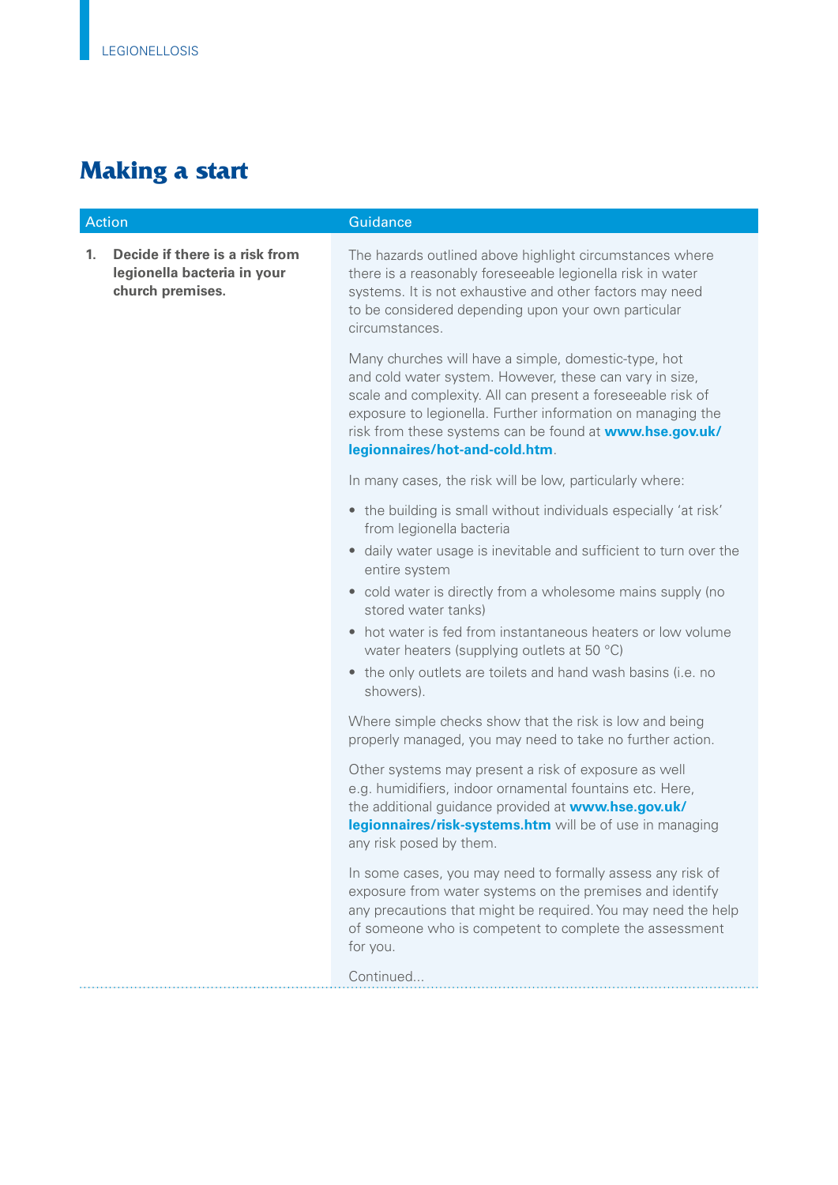## Making a start

| Action | Guidance |
| --- | --- |
| 1. **Decide if there is a risk from legionella bacteria in your church premises.** | The hazards outlined above highlight circumstances where there is a reasonably foreseeable legionella risk in water systems. It is not exhaustive and other factors may need to be considered depending upon your own particular circumstances.<br><br>Many churches will have a simple, domestic-type, hot and cold water system. However, these can vary in size, scale and complexity. All can present a foreseeable risk of exposure to legionella. Further information on managing the risk from these systems can be found at **www.hse.gov.uk/legionnaires/hot-and-cold.htm**.<br><br>In many cases, the risk will be low, particularly where:<br>• the building is small without individuals especially 'at risk' from legionella bacteria<br>• daily water usage is inevitable and sufficient to turn over the entire system<br>• cold water is directly from a wholesome mains supply (no stored water tanks)<br>• hot water is fed from instantaneous heaters or low volume water heaters (supplying outlets at 50 °C)<br>• the only outlets are toilets and hand wash basins (i.e. no showers).<br><br>Where simple checks show that the risk is low and being properly managed, you may need to take no further action.<br><br>Other systems may present a risk of exposure as well e.g. humidifiers, indoor ornamental fountains etc. Here, the additional guidance provided at **www.hse.gov.uk/legionnaires/risk-systems.htm** will be of use in managing any risk posed by them.<br><br>In some cases, you may need to formally assess any risk of exposure from water systems on the premises and identify any precautions that might be required. You may need the help of someone who is competent to complete the assessment for you.<br><br>Continued... |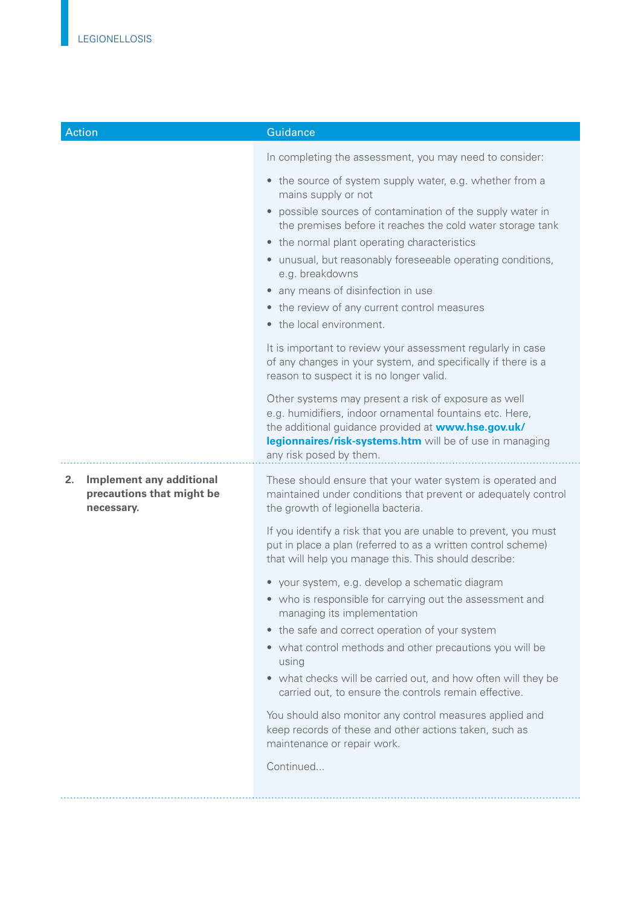| Action | Guidance |
|---|---|
| | In completing the assessment, you may need to consider:<br>• the source of system supply water, e.g. whether from a mains supply or not<br>• possible sources of contamination of the supply water in the premises before it reaches the cold water storage tank<br>• the normal plant operating characteristics<br>• unusual, but reasonably foreseeable operating conditions, e.g. breakdowns<br>• any means of disinfection in use<br>• the review of any current control measures<br>• the local environment.<br><br>It is important to review your assessment regularly in case of any changes in your system, and specifically if there is a reason to suspect it is no longer valid.<br><br>Other systems may present a risk of exposure as well e.g. humidifiers, indoor ornamental fountains etc. Here, the additional guidance provided at **www.hse.gov.uk/legionnaires/risk-systems.htm** will be of use in managing any risk posed by them. |
| **2. Implement any additional precautions that might be necessary.** | These should ensure that your water system is operated and maintained under conditions that prevent or adequately control the growth of legionella bacteria.<br><br>If you identify a risk that you are unable to prevent, you must put in place a plan (referred to as a written control scheme) that will help you manage this. This should describe:<br>• your system, e.g. develop a schematic diagram<br>• who is responsible for carrying out the assessment and managing its implementation<br>• the safe and correct operation of your system<br>• what control methods and other precautions you will be using<br>• what checks will be carried out, and how often will they be carried out, to ensure the controls remain effective.<br><br>You should also monitor any control measures applied and keep records of these and other actions taken, such as maintenance or repair work.<br><br>Continued... |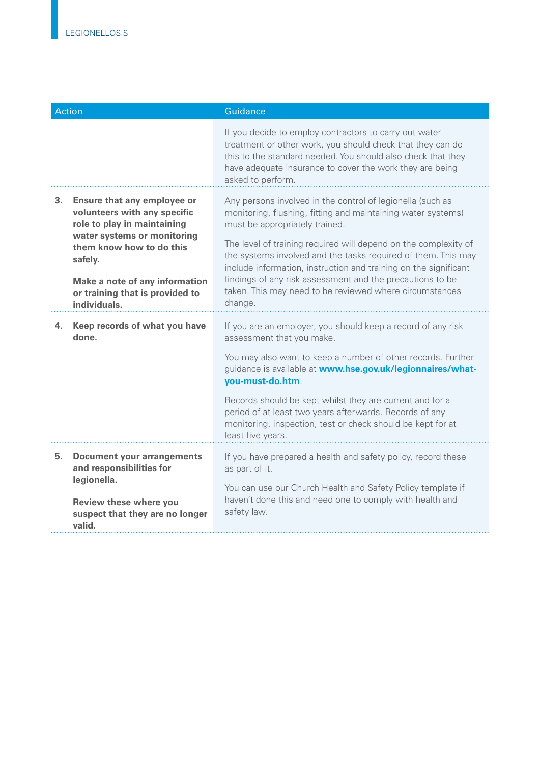| Action | Guidance |
| --- | --- |
| | If you decide to employ contractors to carry out water treatment or other work, you should check that they can do this to the standard needed. You should also check that they have adequate insurance to cover the work they are being asked to perform. |
| **3. Ensure that any employee or volunteers with any specific role to play in maintaining water systems or monitoring them know how to do this safely.**<br><br>**Make a note of any information or training that is provided to individuals.** | Any persons involved in the control of legionella (such as monitoring, flushing, fitting and maintaining water systems) must be appropriately trained.<br><br>The level of training required will depend on the complexity of the systems involved and the tasks required of them. This may include information, instruction and training on the significant findings of any risk assessment and the precautions to be taken. This may need to be reviewed where circumstances change. |
| **4. Keep records of what you have done.** | If you are an employer, you should keep a record of any risk assessment that you make.<br><br>You may also want to keep a number of other records. Further guidance is available at **www.hse.gov.uk/legionnaires/what-you-must-do.htm**.<br><br>Records should be kept whilst they are current and for a period of at least two years afterwards. Records of any monitoring, inspection, test or check should be kept for at least five years. |
| **5. Document your arrangements and responsibilities for legionella.**<br><br>**Review these where you suspect that they are no longer valid.** | If you have prepared a health and safety policy, record these as part of it.<br><br>You can use our Church Health and Safety Policy template if haven't done this and need one to comply with health and safety law. |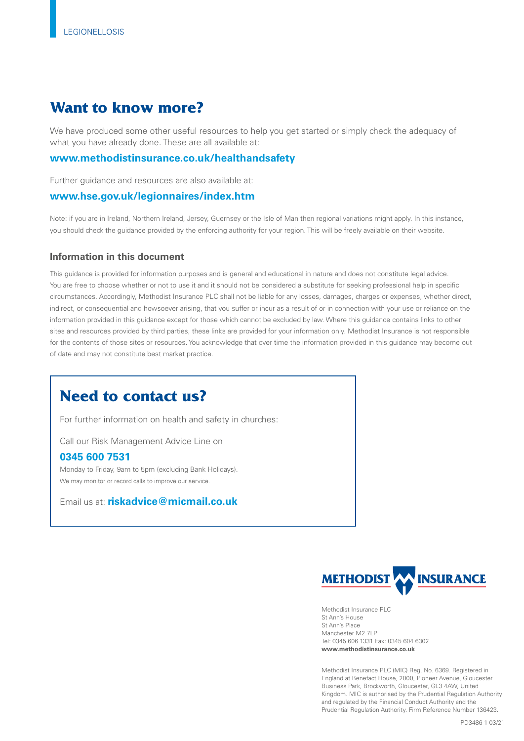## Want to know more?

We have produced some other useful resources to help you get started or simply check the adequacy of what you have already done. These are all available at:

**www.methodistinsurance.co.uk/healthandsafety**

Further guidance and resources are also available at:

**www.hse.gov.uk/legionnaires/index.htm**

Note: if you are in Ireland, Northern Ireland, Jersey, Guernsey or the Isle of Man then regional variations might apply. In this instance, you should check the guidance provided by the enforcing authority for your region. This will be freely available on their website.

### Information in this document

This guidance is provided for information purposes and is general and educational in nature and does not constitute legal advice. You are free to choose whether or not to use it and it should not be considered a substitute for seeking professional help in specific circumstances. Accordingly, Methodist Insurance PLC shall not be liable for any losses, damages, charges or expenses, whether direct, indirect, or consequential and howsoever arising, that you suffer or incur as a result of or in connection with your use or reliance on the information provided in this guidance except for those which cannot be excluded by law. Where this guidance contains links to other sites and resources provided by third parties, these links are provided for your information only. Methodist Insurance is not responsible for the contents of those sites or resources. You acknowledge that over time the information provided in this guidance may become out of date and may not constitute best market practice.

## Need to contact us?

For further information on health and safety in churches:

Call our Risk Management Advice Line on

**0345 600 7531**

Monday to Friday, 9am to 5pm (excluding Bank Holidays).
We may monitor or record calls to improve our service.

Email us at: **riskadvice@micmail.co.uk**

METHODIST INSURANCE

Methodist Insurance PLC
St Ann's House
St Ann's Place
Manchester M2 7LP
Tel: 0345 606 1331 Fax: 0345 604 6302
**www.methodistinsurance.co.uk**

Methodist Insurance PLC (MIC) Reg. No. 6369. Registered in England at Benefact House, 2000, Pioneer Avenue, Gloucester Business Park, Brockworth, Gloucester, GL3 4AW, United Kingdom. MIC is authorised by the Prudential Regulation Authority and regulated by the Financial Conduct Authority and the Prudential Regulation Authority. Firm Reference Number 136423.

PD3486 1 03/21